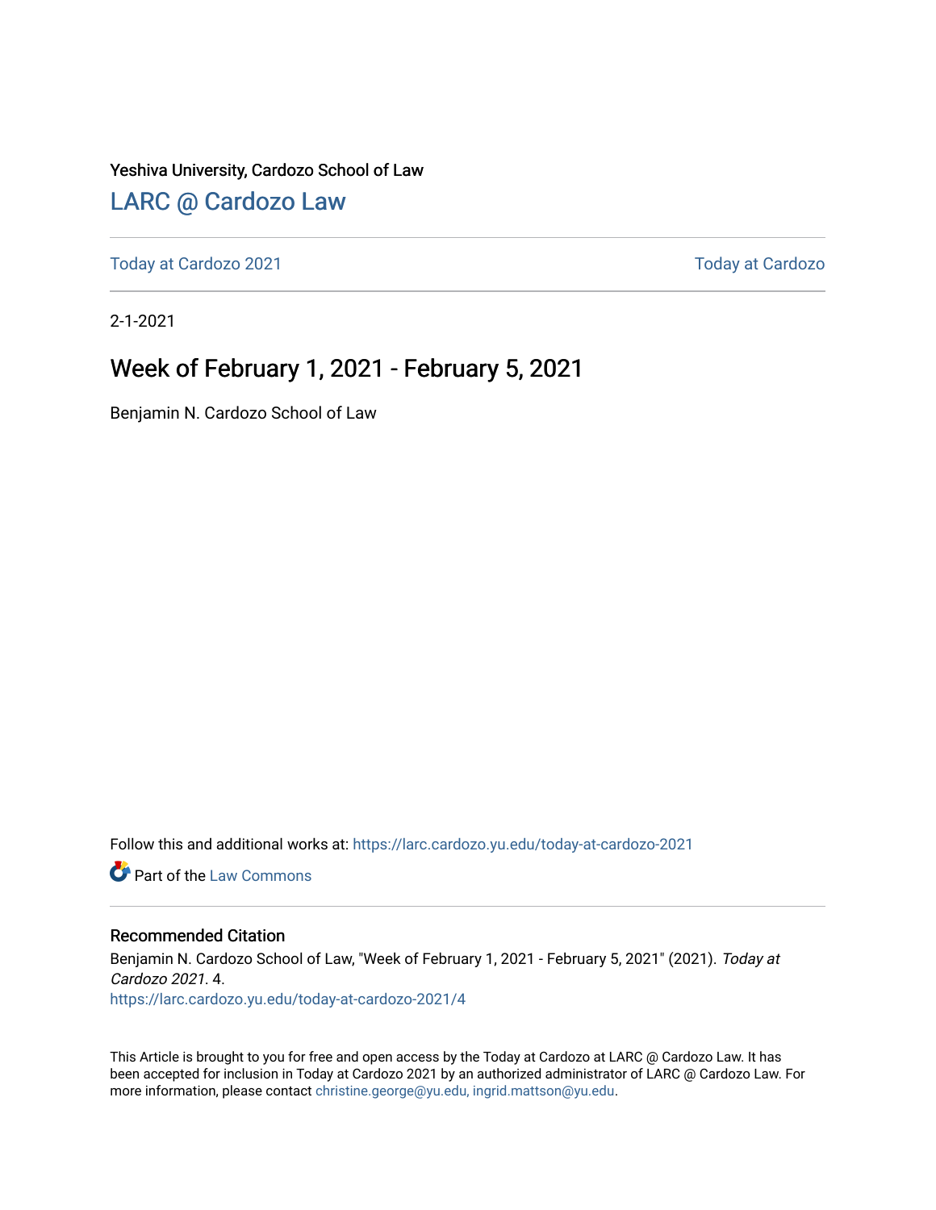Yeshiva University, Cardozo School of Law

# LARC @ Cardozo Law

Today at Cardozo 2021 | Today at Cardozo

---

2-1-2021

## Week of February 1, 2021 - February 5, 2021

Benjamin N. Cardozo School of Law

Follow this and additional works at: https://larc.cardozo.yu.edu/today-at-cardozo-2021

Part of the Law Commons

---

### Recommended Citation

Benjamin N. Cardozo School of Law, "Week of February 1, 2021 - February 5, 2021" (2021). *Today at Cardozo 2021*. 4.
https://larc.cardozo.yu.edu/today-at-cardozo-2021/4

This Article is brought to you for free and open access by the Today at Cardozo at LARC @ Cardozo Law. It has been accepted for inclusion in Today at Cardozo 2021 by an authorized administrator of LARC @ Cardozo Law. For more information, please contact christine.george@yu.edu, ingrid.mattson@yu.edu.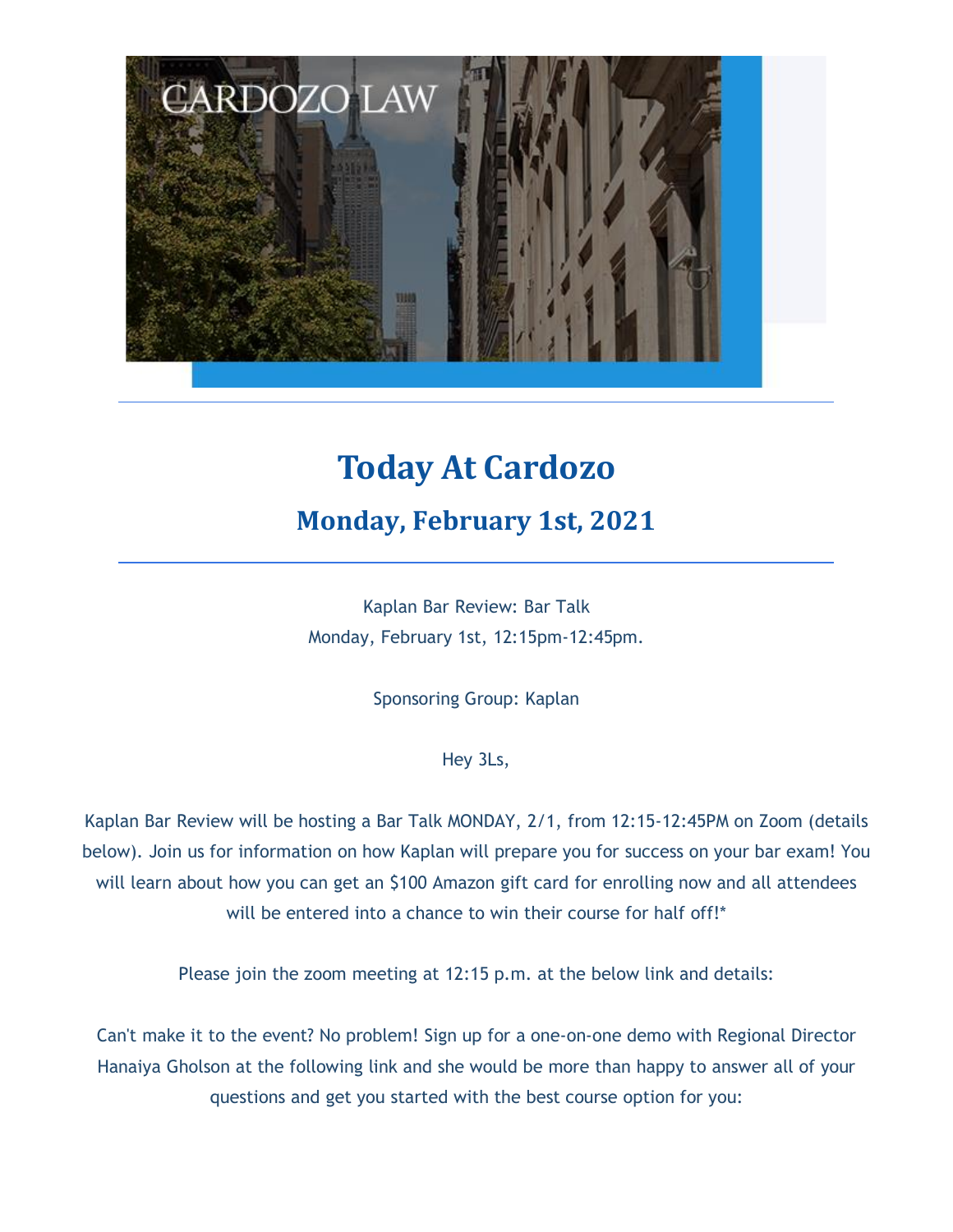# Today At Cardozo

## Monday, February 1st, 2021

Kaplan Bar Review: Bar Talk
Monday, February 1st, 12:15pm-12:45pm.

Sponsoring Group: Kaplan

Hey 3Ls,

Kaplan Bar Review will be hosting a Bar Talk MONDAY, 2/1, from 12:15-12:45PM on Zoom (details below). Join us for information on how Kaplan will prepare you for success on your bar exam! You will learn about how you can get an $100 Amazon gift card for enrolling now and all attendees will be entered into a chance to win their course for half off!*

Please join the zoom meeting at 12:15 p.m. at the below link and details:

Can't make it to the event? No problem! Sign up for a one-on-one demo with Regional Director Hanaiya Gholson at the following link and she would be more than happy to answer all of your questions and get you started with the best course option for you: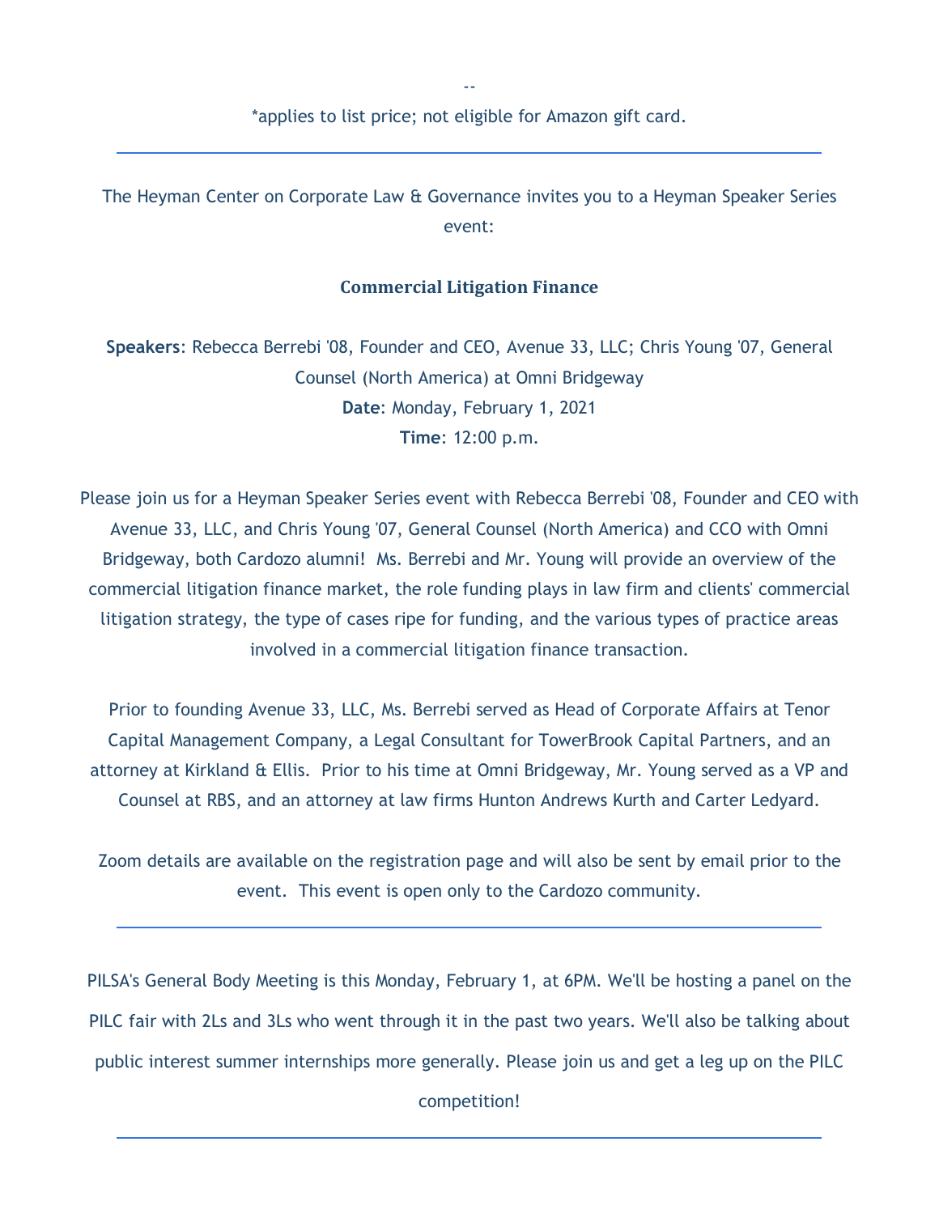--

*applies to list price; not eligible for Amazon gift card.

---

The Heyman Center on Corporate Law & Governance invites you to a Heyman Speaker Series event:

**Commercial Litigation Finance**

**Speakers**: Rebecca Berrebi '08, Founder and CEO, Avenue 33, LLC; Chris Young '07, General Counsel (North America) at Omni Bridgeway
**Date**: Monday, February 1, 2021
**Time**: 12:00 p.m.

Please join us for a Heyman Speaker Series event with Rebecca Berrebi '08, Founder and CEO with Avenue 33, LLC, and Chris Young '07, General Counsel (North America) and CCO with Omni Bridgeway, both Cardozo alumni! Ms. Berrebi and Mr. Young will provide an overview of the commercial litigation finance market, the role funding plays in law firm and clients' commercial litigation strategy, the type of cases ripe for funding, and the various types of practice areas involved in a commercial litigation finance transaction.

Prior to founding Avenue 33, LLC, Ms. Berrebi served as Head of Corporate Affairs at Tenor Capital Management Company, a Legal Consultant for TowerBrook Capital Partners, and an attorney at Kirkland & Ellis. Prior to his time at Omni Bridgeway, Mr. Young served as a VP and Counsel at RBS, and an attorney at law firms Hunton Andrews Kurth and Carter Ledyard.

Zoom details are available on the registration page and will also be sent by email prior to the event. This event is open only to the Cardozo community.

---

PILSA's General Body Meeting is this Monday, February 1, at 6PM. We'll be hosting a panel on the PILC fair with 2Ls and 3Ls who went through it in the past two years. We'll also be talking about public interest summer internships more generally. Please join us and get a leg up on the PILC competition!

---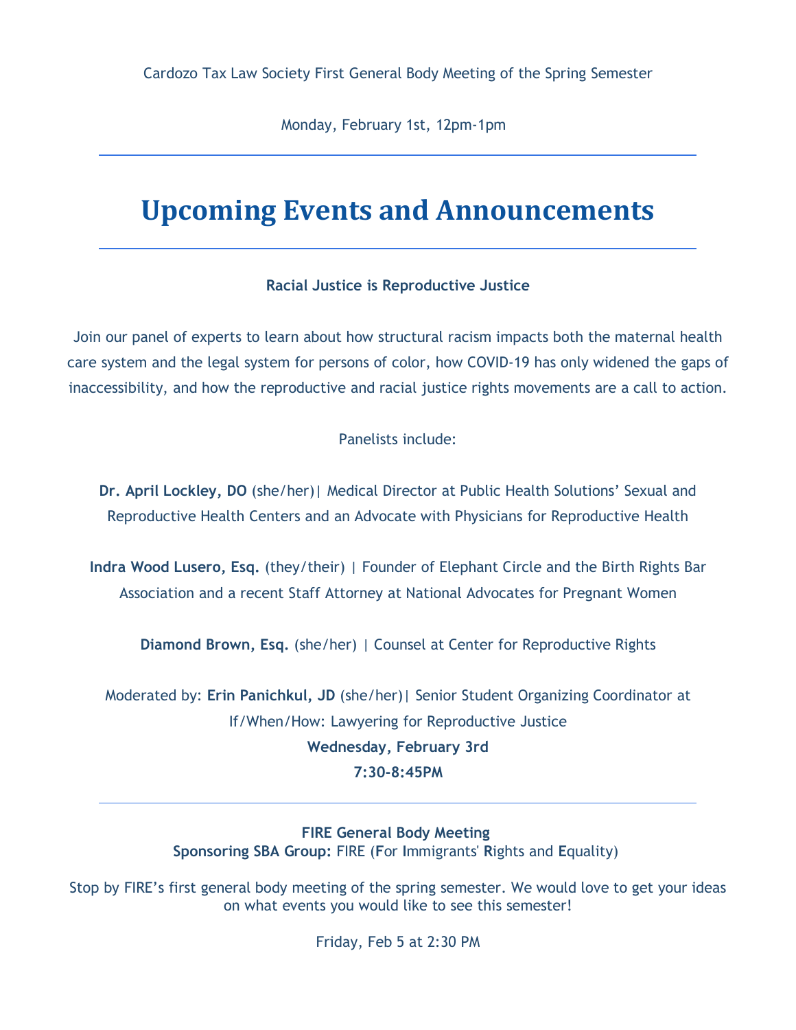Cardozo Tax Law Society First General Body Meeting of the Spring Semester

Monday, February 1st, 12pm-1pm

---

# Upcoming Events and Announcements

---

**Racial Justice is Reproductive Justice**

Join our panel of experts to learn about how structural racism impacts both the maternal health care system and the legal system for persons of color, how COVID-19 has only widened the gaps of inaccessibility, and how the reproductive and racial justice rights movements are a call to action.

Panelists include:

**Dr. April Lockley, DO** (she/her)| Medical Director at Public Health Solutions' Sexual and Reproductive Health Centers and an Advocate with Physicians for Reproductive Health

**Indra Wood Lusero, Esq.** (they/their) | Founder of Elephant Circle and the Birth Rights Bar Association and a recent Staff Attorney at National Advocates for Pregnant Women

**Diamond Brown, Esq.** (she/her) | Counsel at Center for Reproductive Rights

Moderated by: **Erin Panichkul, JD** (she/her)| Senior Student Organizing Coordinator at If/When/How: Lawyering for Reproductive Justice

**Wednesday, February 3rd**

**7:30-8:45PM**

---

**FIRE General Body Meeting**

**Sponsoring SBA Group:** FIRE (**F**or **I**mmigrants' **R**ights and **E**quality)

Stop by FIRE's first general body meeting of the spring semester. We would love to get your ideas on what events you would like to see this semester!

Friday, Feb 5 at 2:30 PM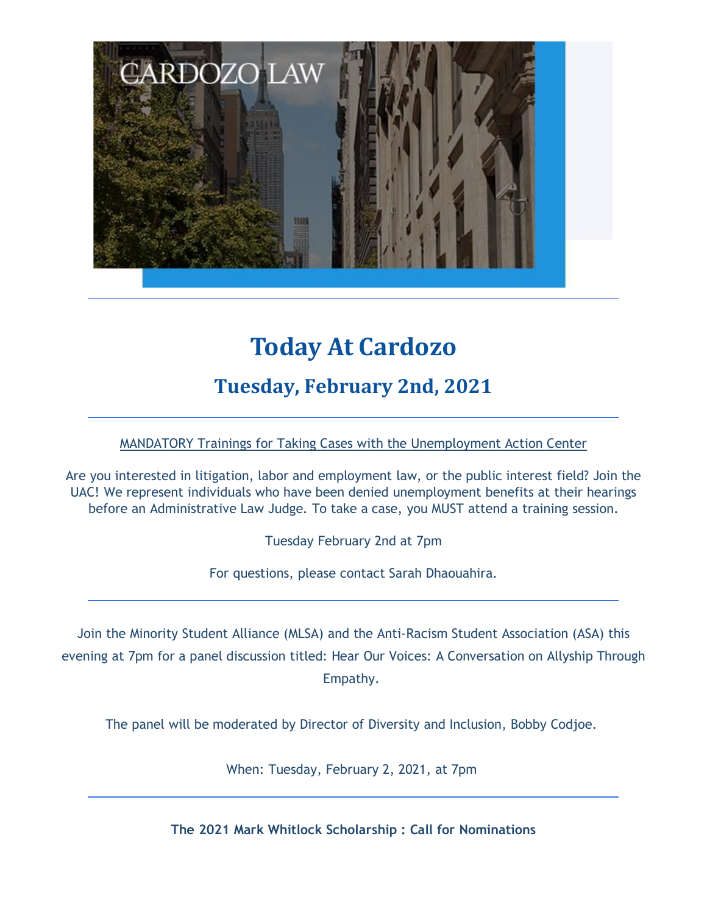# Today At Cardozo

## Tuesday, February 2nd, 2021

MANDATORY Trainings for Taking Cases with the Unemployment Action Center

Are you interested in litigation, labor and employment law, or the public interest field? Join the UAC! We represent individuals who have been denied unemployment benefits at their hearings before an Administrative Law Judge. To take a case, you MUST attend a training session.

Tuesday February 2nd at 7pm

For questions, please contact Sarah Dhaouahira.

---

Join the Minority Student Alliance (MLSA) and the Anti-Racism Student Association (ASA) this evening at 7pm for a panel discussion titled: Hear Our Voices: A Conversation on Allyship Through Empathy.

The panel will be moderated by Director of Diversity and Inclusion, Bobby Codjoe.

When: Tuesday, February 2, 2021, at 7pm

---

**The 2021 Mark Whitlock Scholarship : Call for Nominations**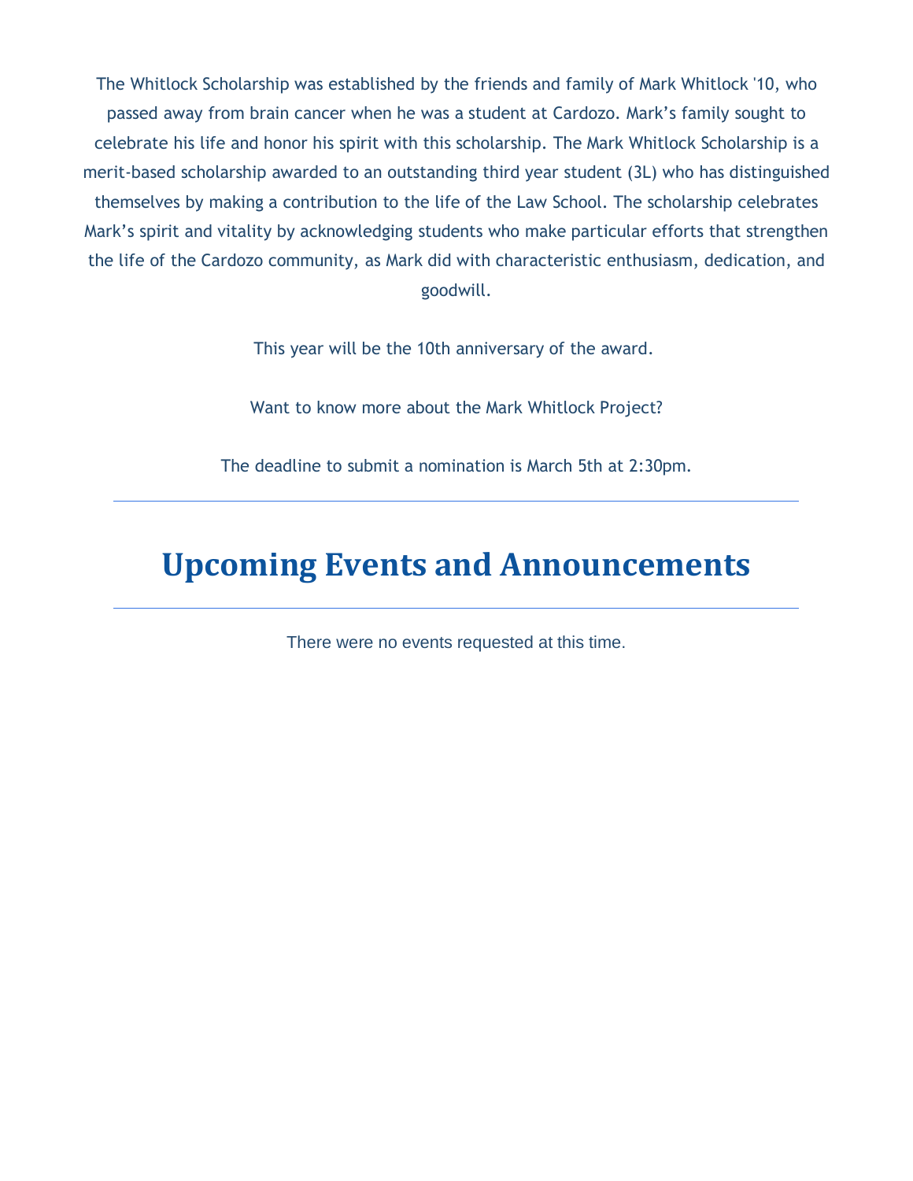The Whitlock Scholarship was established by the friends and family of Mark Whitlock '10, who passed away from brain cancer when he was a student at Cardozo. Mark's family sought to celebrate his life and honor his spirit with this scholarship. The Mark Whitlock Scholarship is a merit-based scholarship awarded to an outstanding third year student (3L) who has distinguished themselves by making a contribution to the life of the Law School. The scholarship celebrates Mark's spirit and vitality by acknowledging students who make particular efforts that strengthen the life of the Cardozo community, as Mark did with characteristic enthusiasm, dedication, and goodwill.

This year will be the 10th anniversary of the award.

Want to know more about the Mark Whitlock Project?

The deadline to submit a nomination is March 5th at 2:30pm.

---

# Upcoming Events and Announcements

---

There were no events requested at this time.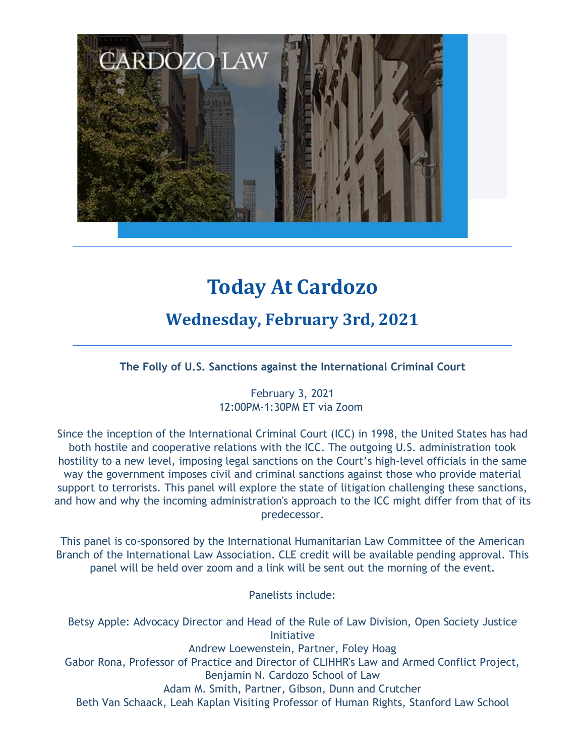# Today At Cardozo

## Wednesday, February 3rd, 2021

**The Folly of U.S. Sanctions against the International Criminal Court**

February 3, 2021
12:00PM-1:30PM ET via Zoom

Since the inception of the International Criminal Court (ICC) in 1998, the United States has had both hostile and cooperative relations with the ICC. The outgoing U.S. administration took hostility to a new level, imposing legal sanctions on the Court's high-level officials in the same way the government imposes civil and criminal sanctions against those who provide material support to terrorists. This panel will explore the state of litigation challenging these sanctions, and how and why the incoming administration's approach to the ICC might differ from that of its predecessor.

This panel is co-sponsored by the International Humanitarian Law Committee of the American Branch of the International Law Association. CLE credit will be available pending approval. This panel will be held over zoom and a link will be sent out the morning of the event.

Panelists include:

Betsy Apple: Advocacy Director and Head of the Rule of Law Division, Open Society Justice Initiative
Andrew Loewenstein, Partner, Foley Hoag
Gabor Rona, Professor of Practice and Director of CLIHHR's Law and Armed Conflict Project, Benjamin N. Cardozo School of Law
Adam M. Smith, Partner, Gibson, Dunn and Crutcher
Beth Van Schaack, Leah Kaplan Visiting Professor of Human Rights, Stanford Law School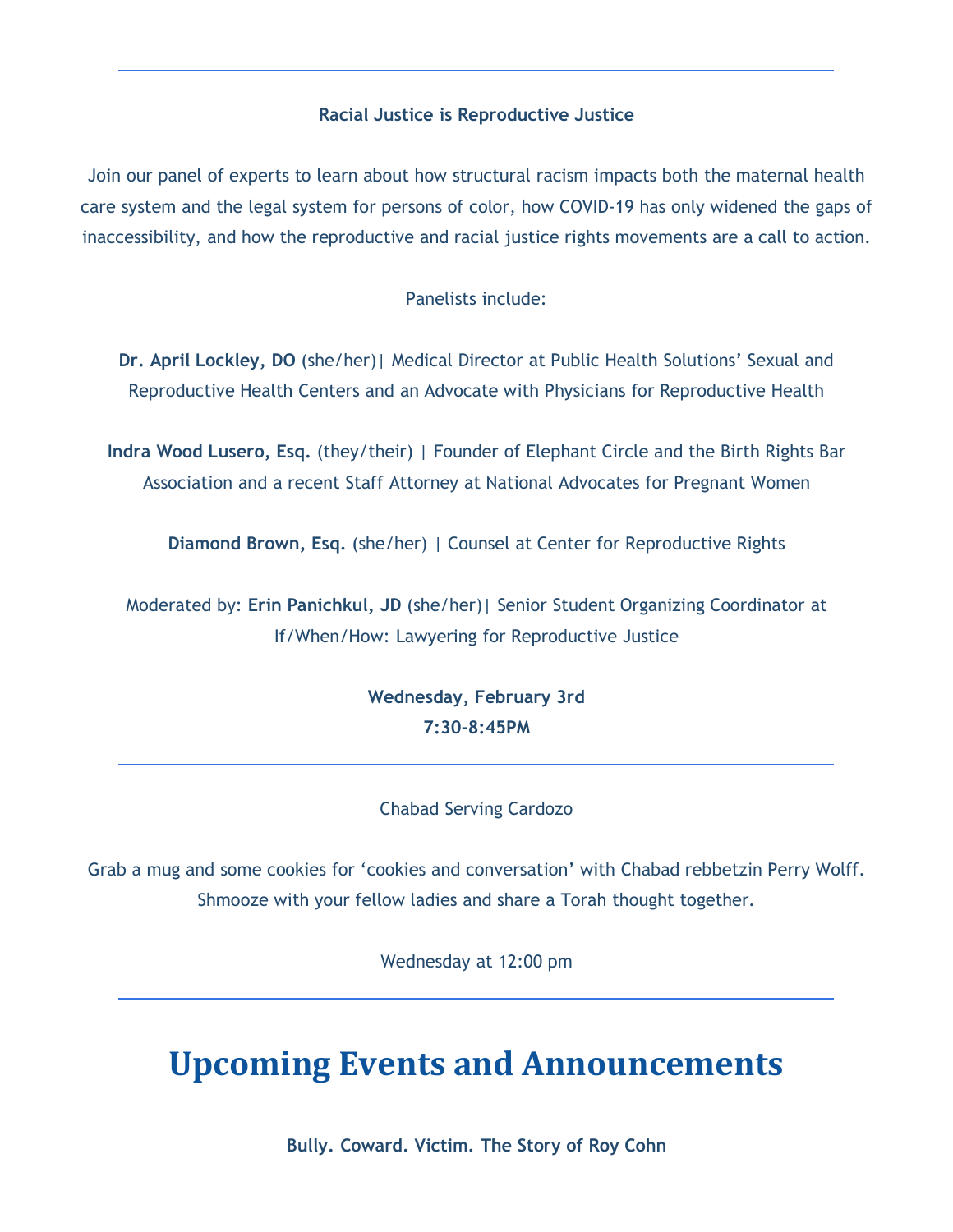---

**Racial Justice is Reproductive Justice**

Join our panel of experts to learn about how structural racism impacts both the maternal health care system and the legal system for persons of color, how COVID-19 has only widened the gaps of inaccessibility, and how the reproductive and racial justice rights movements are a call to action.

Panelists include:

**Dr. April Lockley, DO** (she/her)| Medical Director at Public Health Solutions' Sexual and Reproductive Health Centers and an Advocate with Physicians for Reproductive Health

**Indra Wood Lusero, Esq.** (they/their) | Founder of Elephant Circle and the Birth Rights Bar Association and a recent Staff Attorney at National Advocates for Pregnant Women

**Diamond Brown, Esq.** (she/her) | Counsel at Center for Reproductive Rights

Moderated by: **Erin Panichkul, JD** (she/her)| Senior Student Organizing Coordinator at If/When/How: Lawyering for Reproductive Justice

**Wednesday, February 3rd**
**7:30-8:45PM**

---

Chabad Serving Cardozo

Grab a mug and some cookies for 'cookies and conversation' with Chabad rebbetzin Perry Wolff. Shmooze with your fellow ladies and share a Torah thought together.

Wednesday at 12:00 pm

---

# Upcoming Events and Announcements

---

**Bully. Coward. Victim. The Story of Roy Cohn**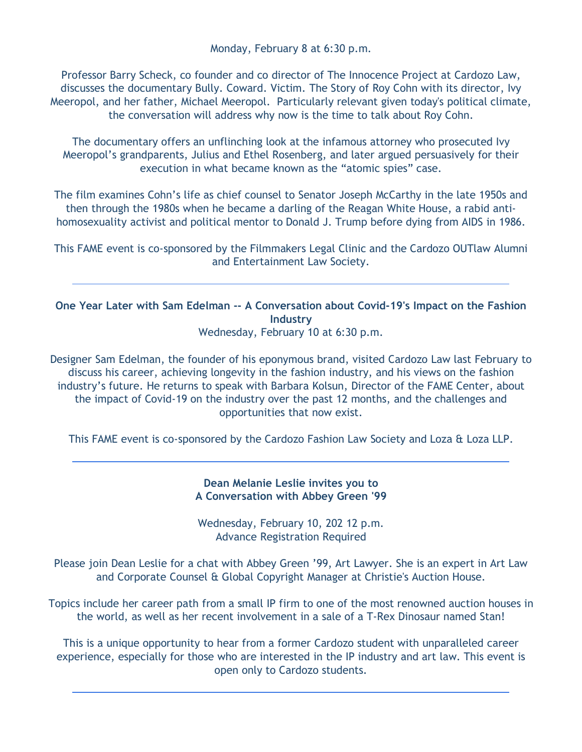Monday, February 8 at 6:30 p.m.

Professor Barry Scheck, co founder and co director of The Innocence Project at Cardozo Law, discusses the documentary Bully. Coward. Victim. The Story of Roy Cohn with its director, Ivy Meeropol, and her father, Michael Meeropol. Particularly relevant given today's political climate, the conversation will address why now is the time to talk about Roy Cohn.

The documentary offers an unflinching look at the infamous attorney who prosecuted Ivy Meeropol's grandparents, Julius and Ethel Rosenberg, and later argued persuasively for their execution in what became known as the "atomic spies" case.

The film examines Cohn's life as chief counsel to Senator Joseph McCarthy in the late 1950s and then through the 1980s when he became a darling of the Reagan White House, a rabid anti-homosexuality activist and political mentor to Donald J. Trump before dying from AIDS in 1986.

This FAME event is co-sponsored by the Filmmakers Legal Clinic and the Cardozo OUTlaw Alumni and Entertainment Law Society.

---

**One Year Later with Sam Edelman -- A Conversation about Covid-19's Impact on the Fashion Industry**

Wednesday, February 10 at 6:30 p.m.

Designer Sam Edelman, the founder of his eponymous brand, visited Cardozo Law last February to discuss his career, achieving longevity in the fashion industry, and his views on the fashion industry's future. He returns to speak with Barbara Kolsun, Director of the FAME Center, about the impact of Covid-19 on the industry over the past 12 months, and the challenges and opportunities that now exist.

This FAME event is co-sponsored by the Cardozo Fashion Law Society and Loza & Loza LLP.

---

**Dean Melanie Leslie invites you to**
**A Conversation with Abbey Green '99**

Wednesday, February 10, 202 12 p.m.
Advance Registration Required

Please join Dean Leslie for a chat with Abbey Green '99, Art Lawyer. She is an expert in Art Law and Corporate Counsel & Global Copyright Manager at Christie's Auction House.

Topics include her career path from a small IP firm to one of the most renowned auction houses in the world, as well as her recent involvement in a sale of a T-Rex Dinosaur named Stan!

This is a unique opportunity to hear from a former Cardozo student with unparalleled career experience, especially for those who are interested in the IP industry and art law. This event is open only to Cardozo students.

---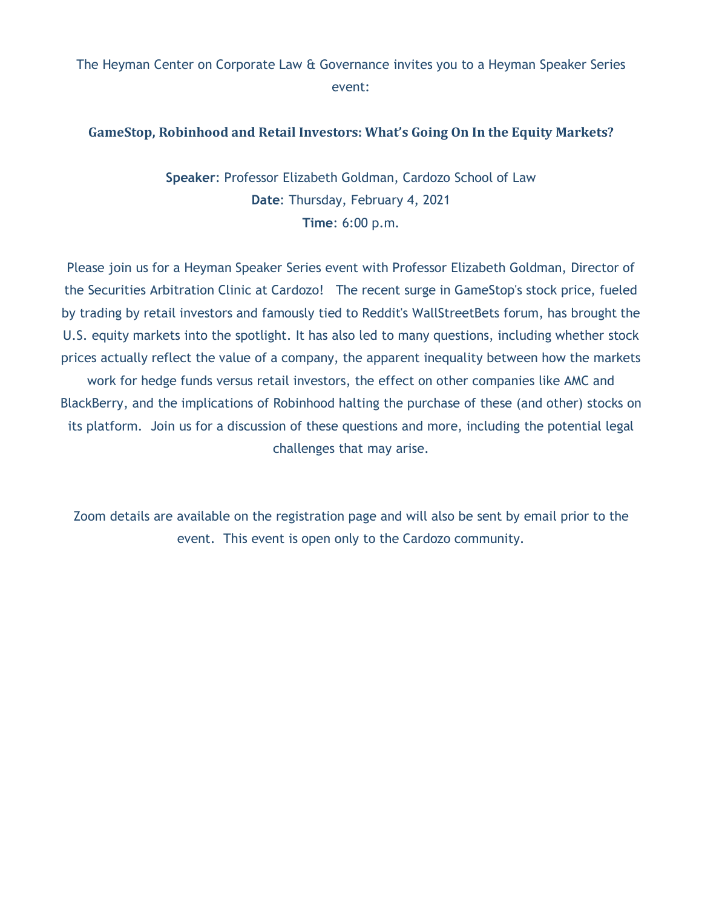The Heyman Center on Corporate Law & Governance invites you to a Heyman Speaker Series event:

## GameStop, Robinhood and Retail Investors: What's Going On In the Equity Markets?

**Speaker**: Professor Elizabeth Goldman, Cardozo School of Law
**Date**: Thursday, February 4, 2021
**Time**: 6:00 p.m.

Please join us for a Heyman Speaker Series event with Professor Elizabeth Goldman, Director of the Securities Arbitration Clinic at Cardozo! The recent surge in GameStop's stock price, fueled by trading by retail investors and famously tied to Reddit's WallStreetBets forum, has brought the U.S. equity markets into the spotlight. It has also led to many questions, including whether stock prices actually reflect the value of a company, the apparent inequality between how the markets work for hedge funds versus retail investors, the effect on other companies like AMC and BlackBerry, and the implications of Robinhood halting the purchase of these (and other) stocks on its platform. Join us for a discussion of these questions and more, including the potential legal challenges that may arise.

Zoom details are available on the registration page and will also be sent by email prior to the event. This event is open only to the Cardozo community.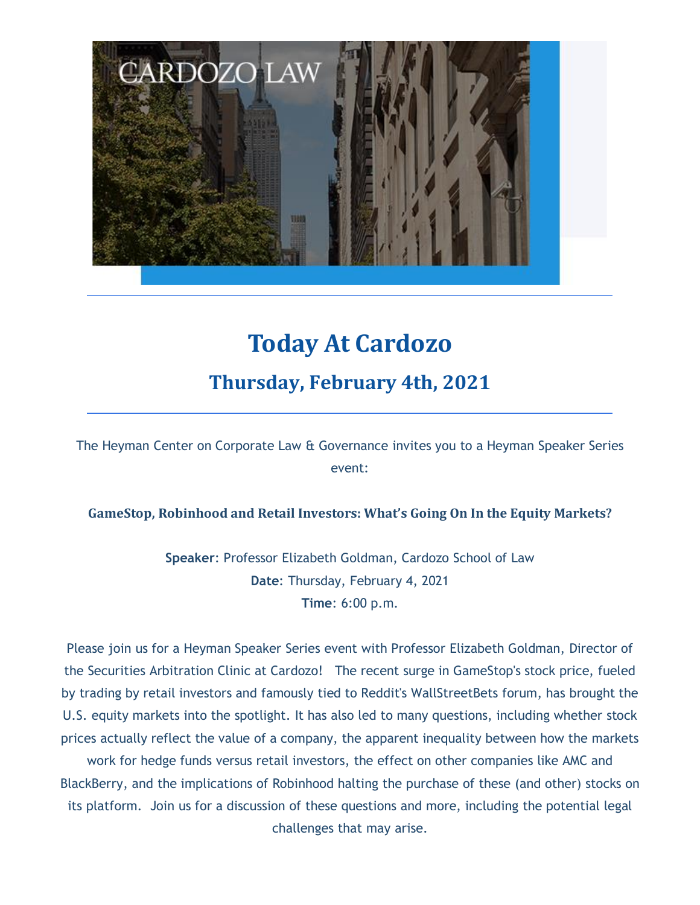# Today At Cardozo

## Thursday, February 4th, 2021

The Heyman Center on Corporate Law & Governance invites you to a Heyman Speaker Series event:

**GameStop, Robinhood and Retail Investors: What's Going On In the Equity Markets?**

**Speaker**: Professor Elizabeth Goldman, Cardozo School of Law
**Date**: Thursday, February 4, 2021
**Time**: 6:00 p.m.

Please join us for a Heyman Speaker Series event with Professor Elizabeth Goldman, Director of the Securities Arbitration Clinic at Cardozo! The recent surge in GameStop's stock price, fueled by trading by retail investors and famously tied to Reddit's WallStreetBets forum, has brought the U.S. equity markets into the spotlight. It has also led to many questions, including whether stock prices actually reflect the value of a company, the apparent inequality between how the markets work for hedge funds versus retail investors, the effect on other companies like AMC and BlackBerry, and the implications of Robinhood halting the purchase of these (and other) stocks on its platform. Join us for a discussion of these questions and more, including the potential legal challenges that may arise.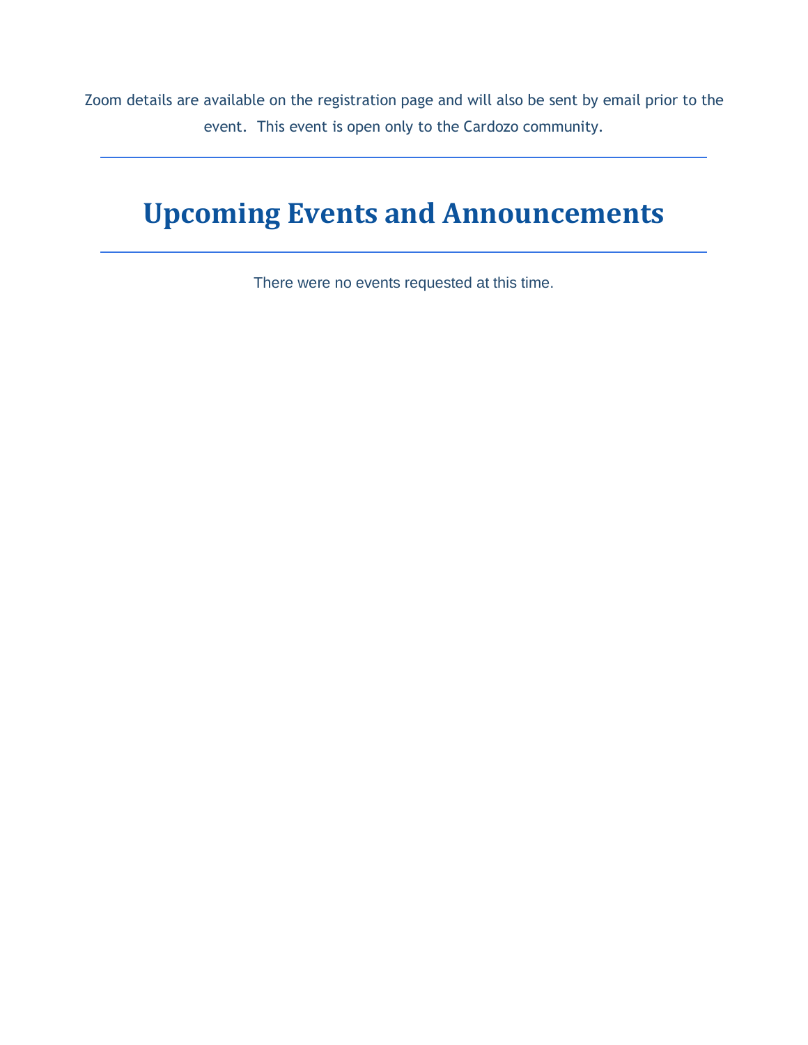Zoom details are available on the registration page and will also be sent by email prior to the event. This event is open only to the Cardozo community.

---

# Upcoming Events and Announcements

---

There were no events requested at this time.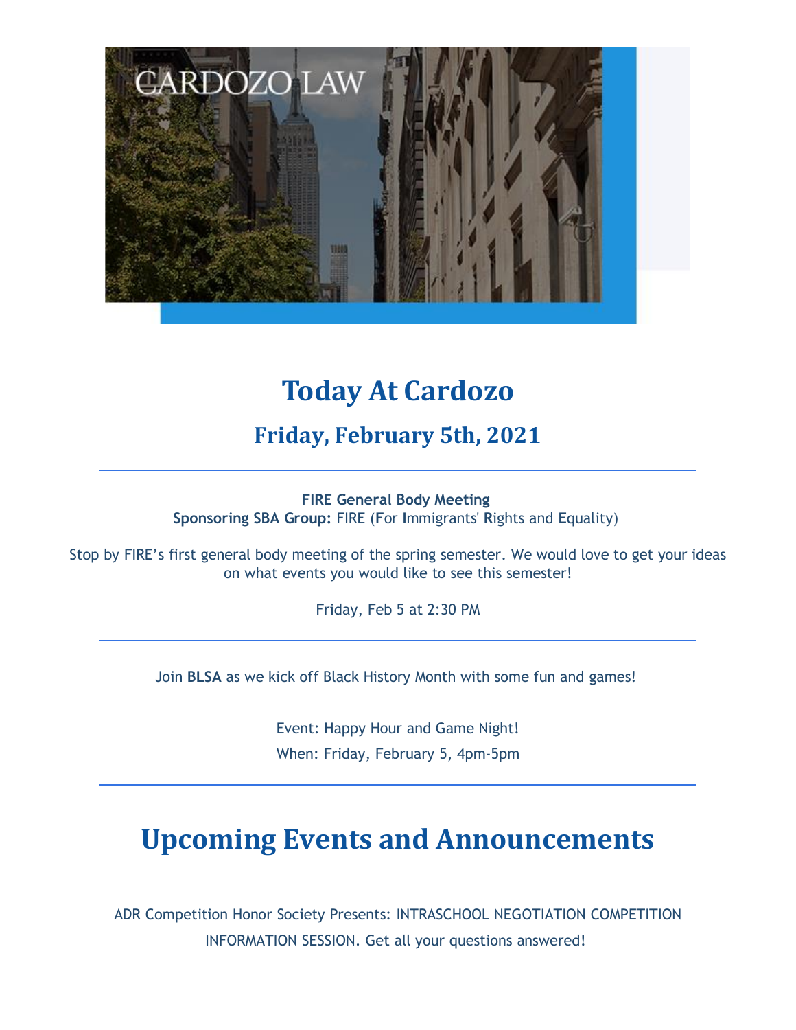# Today At Cardozo

## Friday, February 5th, 2021

---

**FIRE General Body Meeting**
**Sponsoring SBA Group:** FIRE (**F**or **I**mmigrants' **R**ights and **E**quality)

Stop by FIRE's first general body meeting of the spring semester. We would love to get your ideas on what events you would like to see this semester!

Friday, Feb 5 at 2:30 PM

---

Join **BLSA** as we kick off Black History Month with some fun and games!

Event: Happy Hour and Game Night!
When: Friday, February 5, 4pm-5pm

---

# Upcoming Events and Announcements

---

ADR Competition Honor Society Presents: INTRASCHOOL NEGOTIATION COMPETITION INFORMATION SESSION. Get all your questions answered!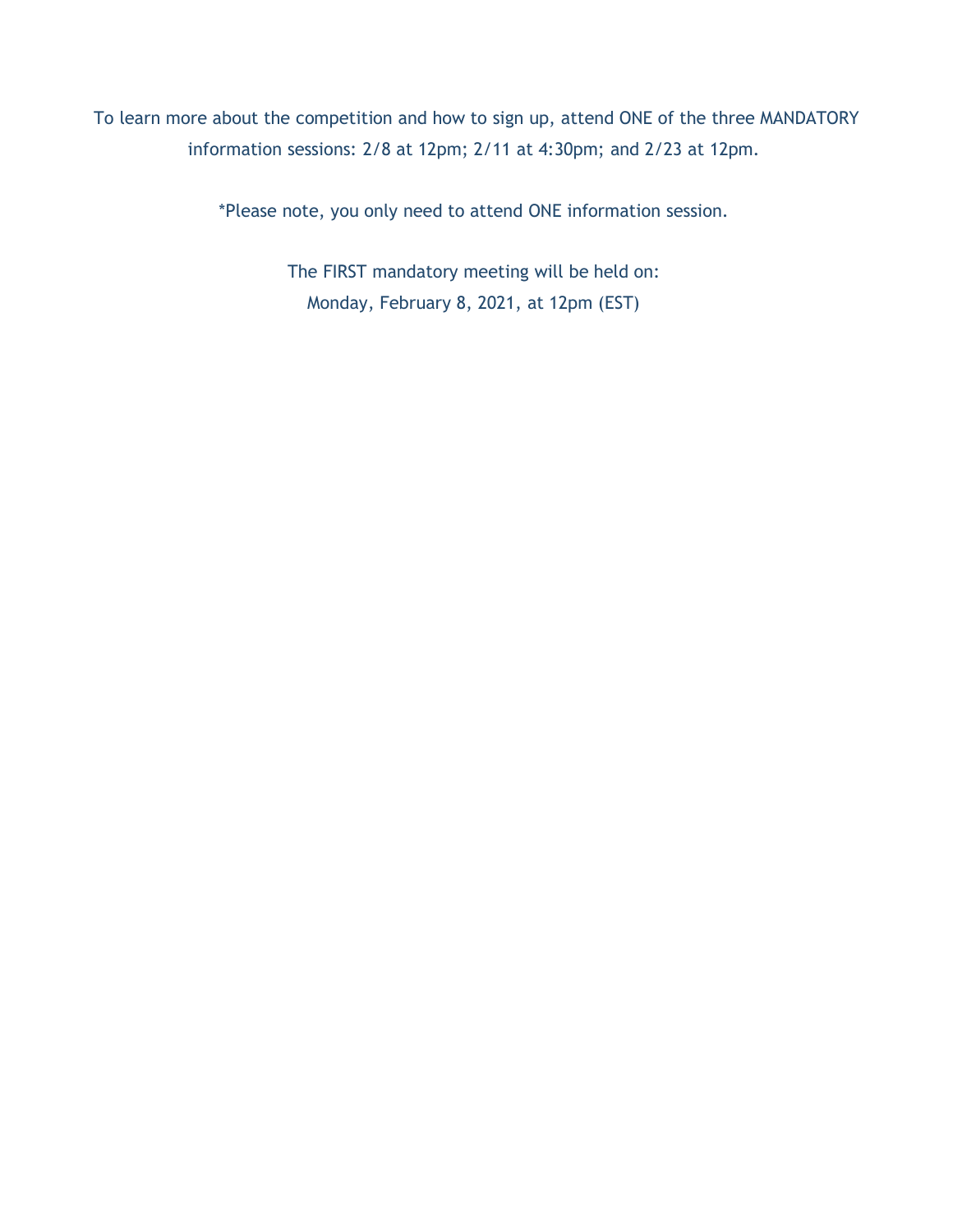To learn more about the competition and how to sign up, attend ONE of the three MANDATORY information sessions: 2/8 at 12pm; 2/11 at 4:30pm; and 2/23 at 12pm.

*Please note, you only need to attend ONE information session.

The FIRST mandatory meeting will be held on:
Monday, February 8, 2021, at 12pm (EST)